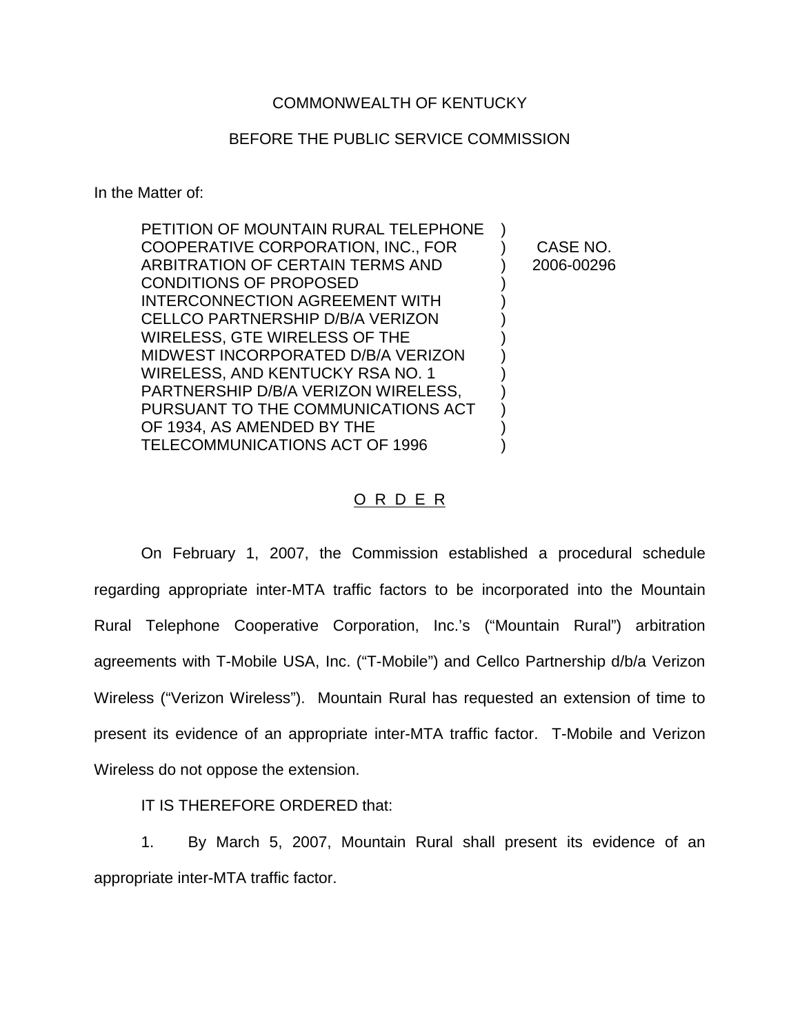COMMONWEALTH OF KENTUCKY

BEFORE THE PUBLIC SERVICE COMMISSION

In the Matter of:

PETITION OF MOUNTAIN RURAL TELEPHONE COOPERATIVE CORPORATION, INC., FOR ARBITRATION OF CERTAIN TERMS AND CONDITIONS OF PROPOSED INTERCONNECTION AGREEMENT WITH CELLCO PARTNERSHIP D/B/A VERIZON WIRELESS, GTE WIRELESS OF THE MIDWEST INCORPORATED D/B/A VERIZON WIRELESS, AND KENTUCKY RSA NO. 1 PARTNERSHIP D/B/A VERIZON WIRELESS, PURSUANT TO THE COMMUNICATIONS ACT OF 1934, AS AMENDED BY THE TELECOMMUNICATIONS ACT OF 1996

CASE NO. 2006-00296

O R D E R

On February 1, 2007, the Commission established a procedural schedule regarding appropriate inter-MTA traffic factors to be incorporated into the Mountain Rural Telephone Cooperative Corporation, Inc.'s ("Mountain Rural") arbitration agreements with T-Mobile USA, Inc. ("T-Mobile") and Cellco Partnership d/b/a Verizon Wireless ("Verizon Wireless"). Mountain Rural has requested an extension of time to present its evidence of an appropriate inter-MTA traffic factor. T-Mobile and Verizon Wireless do not oppose the extension.

IT IS THEREFORE ORDERED that:

1. By March 5, 2007, Mountain Rural shall present its evidence of an appropriate inter-MTA traffic factor.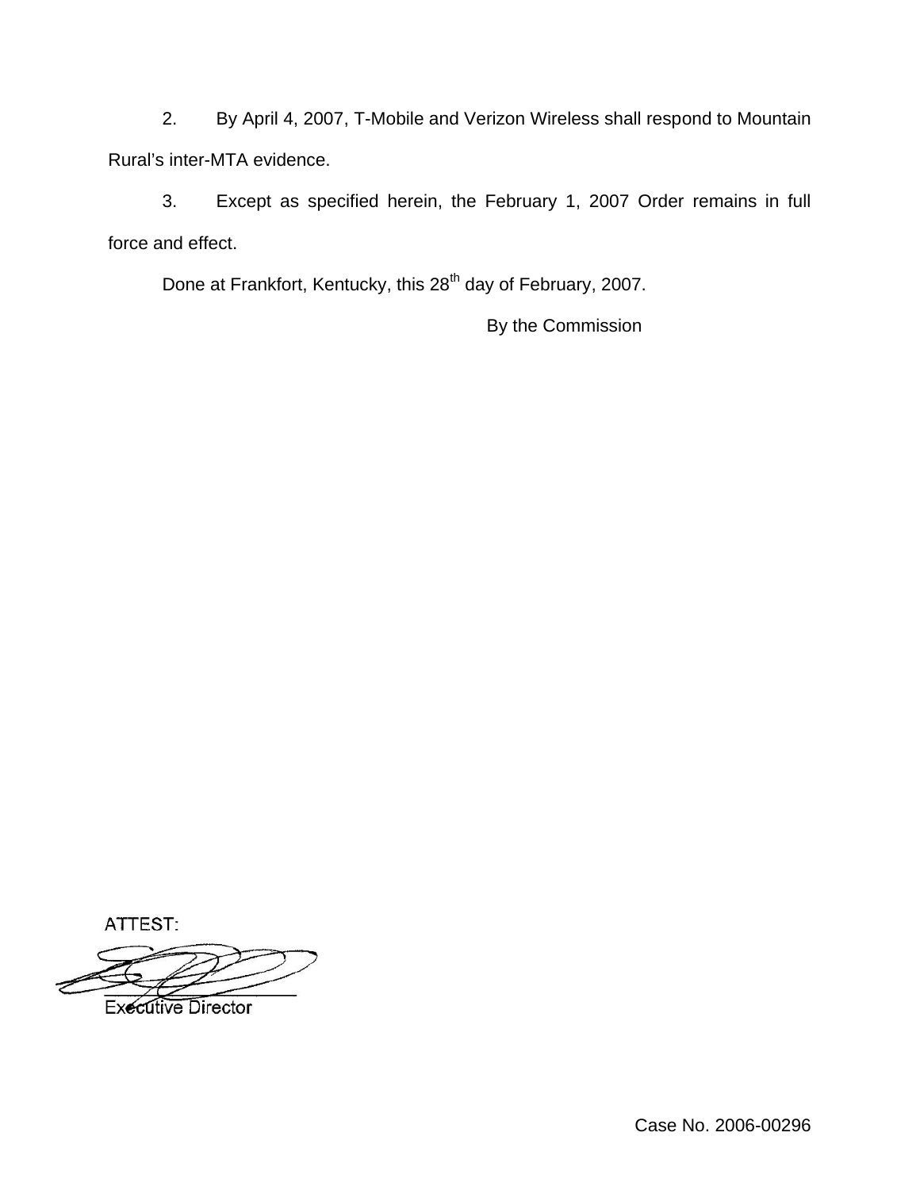2. By April 4, 2007, T-Mobile and Verizon Wireless shall respond to Mountain Rural's inter-MTA evidence.

3. Except as specified herein, the February 1, 2007 Order remains in full force and effect.

Done at Frankfort, Kentucky, this 28th day of February, 2007.

By the Commission

ATTEST:

Executive Director

Case No. 2006-00296